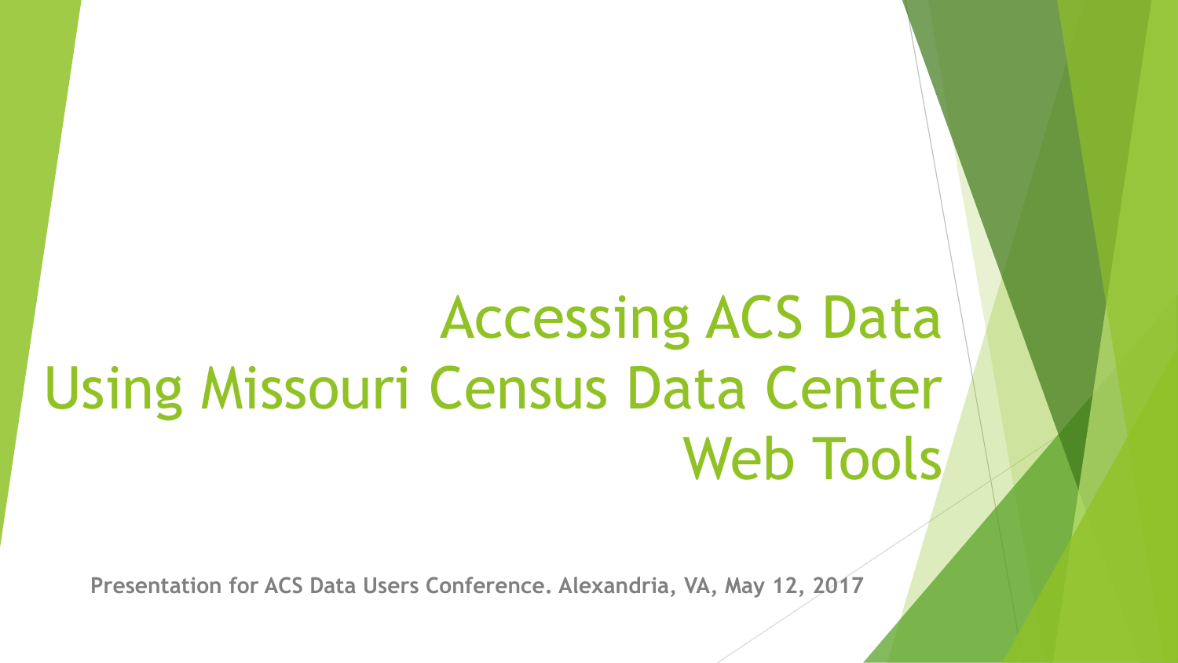# Accessing ACS Data Using Missouri Census Data Center Web Tools

**Presentation for ACS Data Users Conference. Alexandria, VA, May 12, 2017**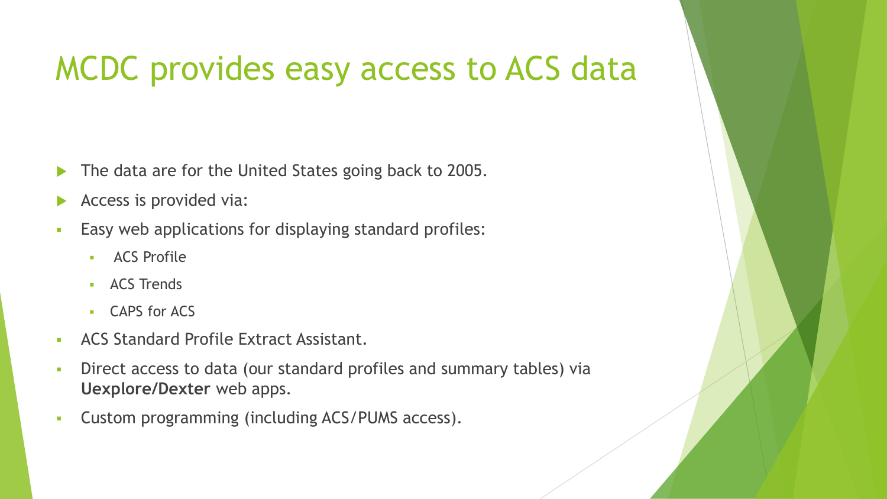# MCDC provides easy access to ACS data

- The data are for the United States going back to 2005.
- Access is provided via:
- Easy web applications for displaying standard profiles:
  - ACS Profile
  - ACS Trends
  - CAPS for ACS
- ACS Standard Profile Extract Assistant.
- Direct access to data (our standard profiles and summary tables) via **Uexplore/Dexter** web apps.
- Custom programming (including ACS/PUMS access).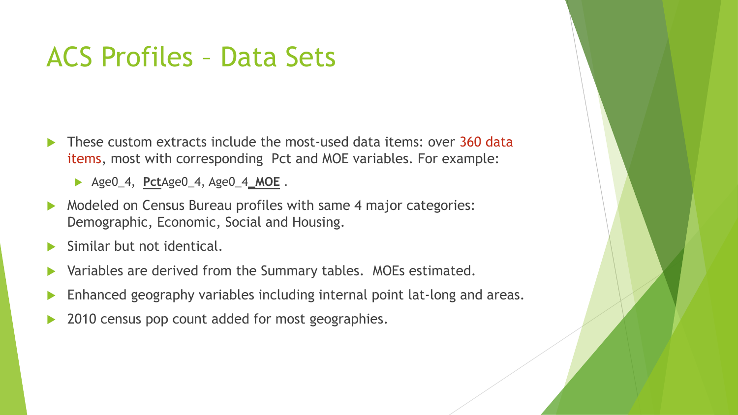# ACS Profiles – Data Sets

- These custom extracts include the most-used data items: over 360 data items, most with corresponding Pct and MOE variables. For example:
  - Age0_4, **Pct**Age0_4, Age0_4**_MOE** .
- Modeled on Census Bureau profiles with same 4 major categories: Demographic, Economic, Social and Housing.
- Similar but not identical.
- Variables are derived from the Summary tables. MOEs estimated.
- Enhanced geography variables including internal point lat-long and areas.
- 2010 census pop count added for most geographies.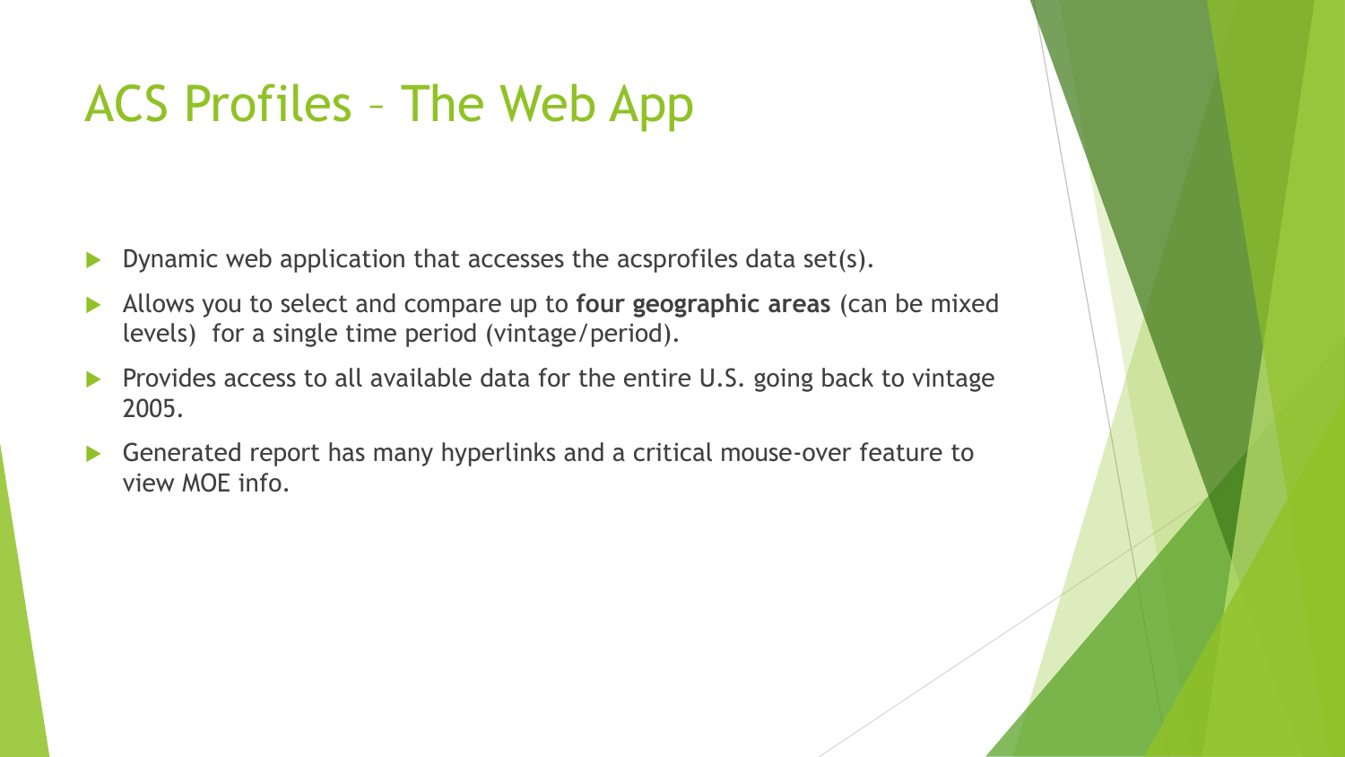# ACS Profiles – The Web App

- Dynamic web application that accesses the acsprofiles data set(s).
- Allows you to select and compare up to **four geographic areas** (can be mixed levels) for a single time period (vintage/period).
- Provides access to all available data for the entire U.S. going back to vintage 2005.
- Generated report has many hyperlinks and a critical mouse-over feature to view MOE info.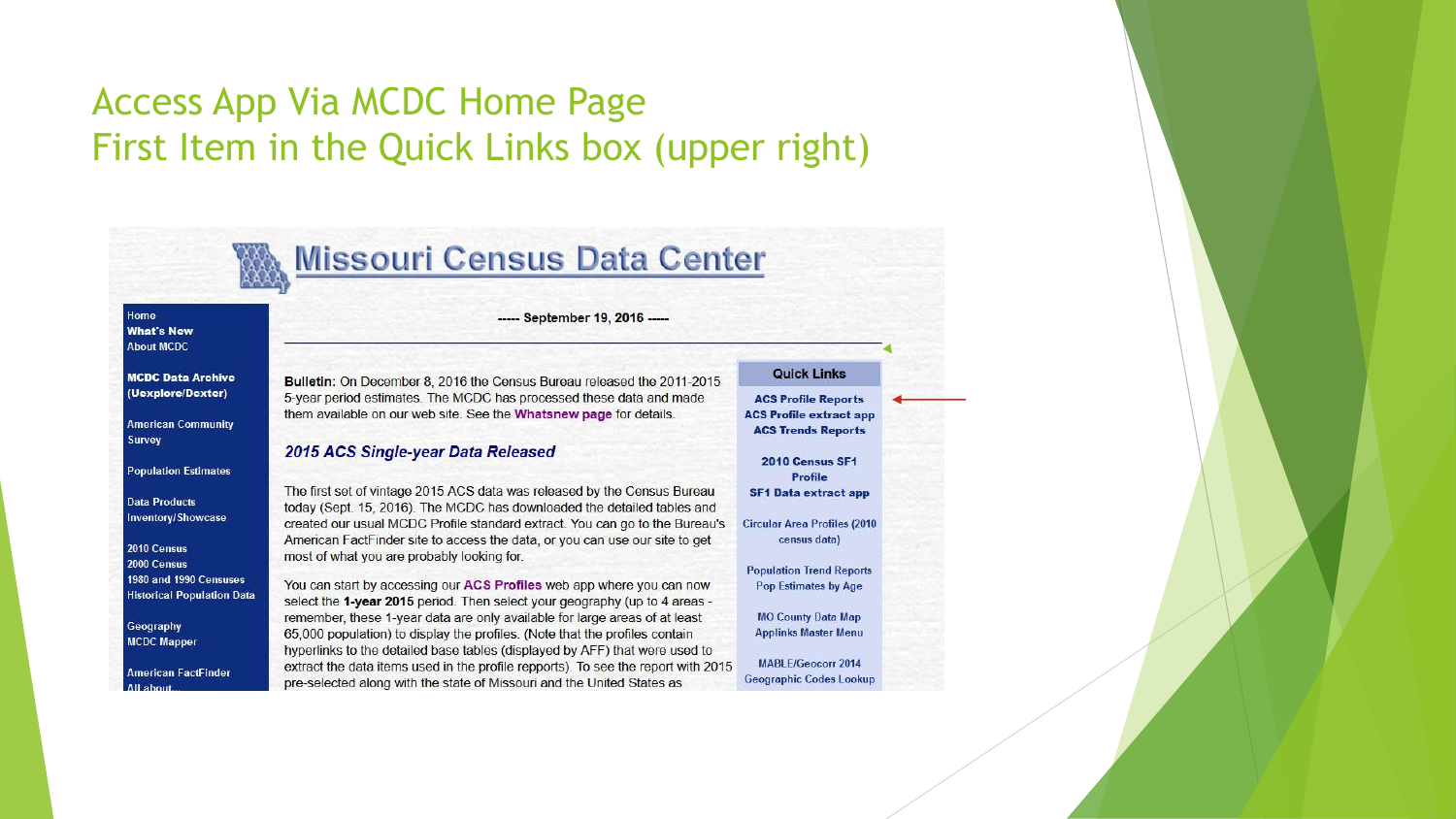# Access App Via MCDC Home Page
# First Item in the Quick Links box (upper right)

## Missouri Census Data Center

Home
What's New
About MCDC

MCDC Data Archive (Uexplore/Dexter)

American Community Survey

Population Estimates

Data Products Inventory/Showcase

2010 Census
2000 Census
1980 and 1990 Censuses
Historical Population Data

Geography
MCDC Mapper

American FactFinder
All about...

----- September 19, 2016 -----

**Bulletin:** On December 8, 2016 the Census Bureau released the 2011-2015 5-year period estimates. The MCDC has processed these data and made them available on our web site. See the **Whatsnew page** for details.

***2015 ACS Single-year Data Released***

The first set of vintage 2015 ACS data was released by the Census Bureau today (Sept. 15, 2016). The MCDC has downloaded the detailed tables and created our usual MCDC Profile standard extract. You can go to the Bureau's American FactFinder site to access the data, or you can use our site to get most of what you are probably looking for.

You can start by accessing our **ACS Profiles** web app where you can now select the **1-year 2015** period. Then select your geography (up to 4 areas - remember, these 1-year data are only available for large areas of at least 65,000 population) to display the profiles. (Note that the profiles contain hyperlinks to the detailed base tables (displayed by AFF) that were used to extract the data items used in the profile repports). To see the report with 2015 pre-selected along with the state of Missouri and the United States as

**Quick Links**

**ACS Profile Reports** ←
**ACS Profile extract app**
**ACS Trends Reports**

**2010 Census SF1 Profile**
**SF1 Data extract app**

Circular Area Profiles (2010 census data)

Population Trend Reports
Pop Estimates by Age

MO County Data Map
Applinks Master Menu

MABLE/Geocorr 2014
Geographic Codes Lookup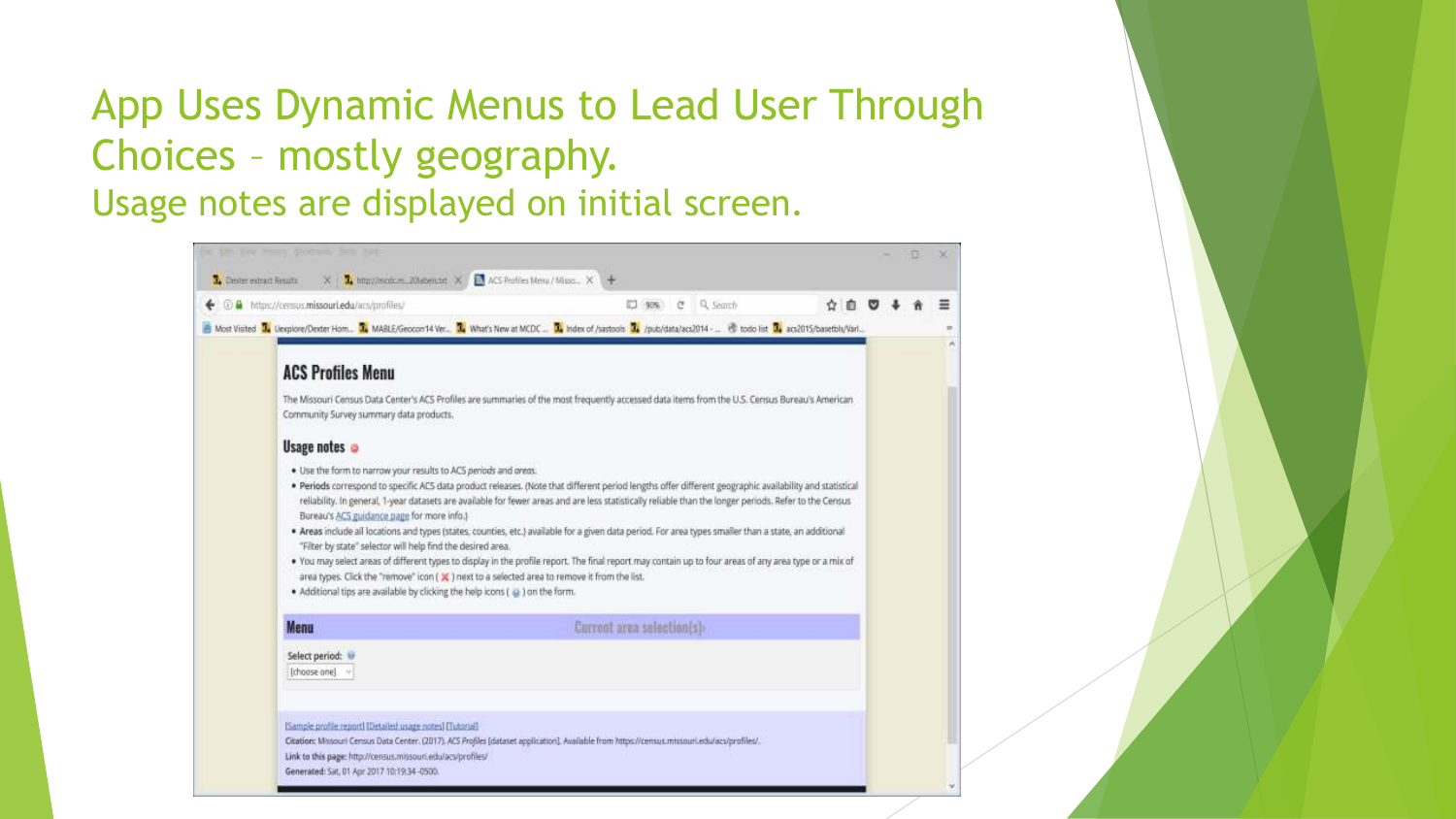# App Uses Dynamic Menus to Lead User Through Choices – mostly geography.

## Usage notes are displayed on initial screen.

## ACS Profiles Menu

The Missouri Census Data Center's ACS Profiles are summaries of the most frequently accessed data items from the U.S. Census Bureau's American Community Survey summary data products.

### Usage notes

- Use the form to narrow your results to ACS *periods* and *areas*.
- **Periods** correspond to specific ACS data product releases. (Note that different period lengths offer different geographic availability and statistical reliability. In general, 1-year datasets are available for fewer areas and are less statistically reliable than the longer periods. Refer to the Census Bureau's ACS guidance page for more info.)
- **Areas** include all locations and types (states, counties, etc.) available for a given data period. For area types smaller than a state, an additional "Filter by state" selector will help find the desired area.
- You may select areas of different types to display in the profile report. The final report may contain up to four areas of any area type or a mix of area types. Click the "remove" icon ( ✖ ) next to a selected area to remove it from the list.
- Additional tips are available by clicking the help icons ( ) on the form.

**Menu** | **Current area selection(s):**

Select period:
[choose one]

[Sample profile report] [Detailed usage notes] [Tutorial]

**Citation:** Missouri Census Data Center. (2017). ACS Profiles [dataset application]. Available from https://census.missouri.edu/acs/profiles/.

**Link to this page:** http://census.missouri.edu/acs/profiles/

**Generated:** Sat, 01 Apr 2017 10:19:34 -0500.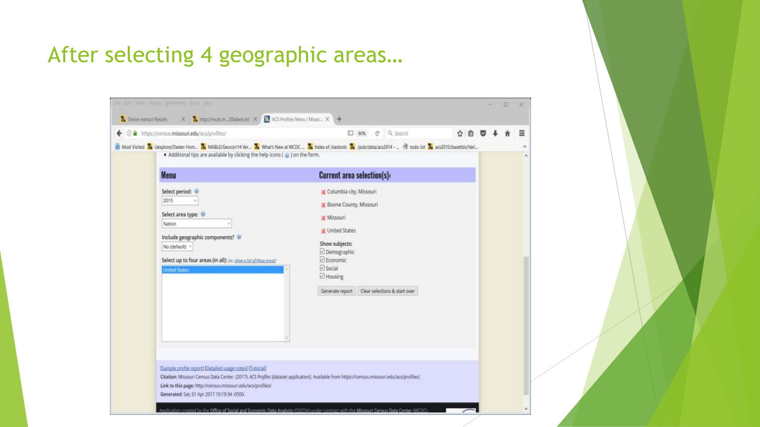# After selecting 4 geographic areas…

- Additional tips are available by clicking the help icons ( ) on the form.

**Menu**

Select period: 2015

Select area type: Nation

Include geographic components? No (default)

Select up to four areas (in all): (or, show a list of these areas)

United States

**Current area selection(s):**

- Columbia city, Missouri
- Boone County, Missouri
- Missouri
- United States

Show subjects:

- ☑ Demographic
- ☑ Economic
- ☑ Social
- ☑ Housing

Generate report | Clear selections & start over

[Sample profile report] [Detailed usage notes] [Tutorial]

**Citation:** Missouri Census Data Center. (2017). ACS Profiles [dataset application]. Available from https://census.missouri.edu/acs/profiles/.

**Link to this page:** http://census.missouri.edu/acs/profiles/

**Generated:** Sat, 01 Apr 2017 10:19:34 -0500.

Application created by the Office of Social and Economic Data Analysis (OSEDA) under contract with the Missouri Census Data Center (MCDC)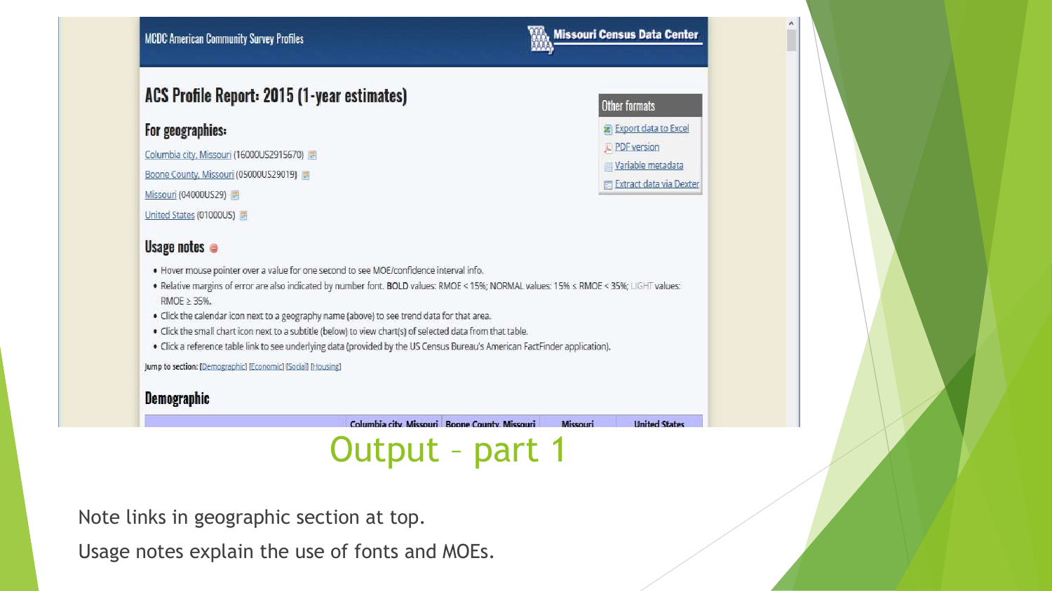MCDC American Community Survey Profiles

Missouri Census Data Center

# ACS Profile Report: 2015 (1-year estimates)

## For geographies:

Columbia city, Missouri (16000US2915670)

Boone County, Missouri (05000US29019)

Missouri (04000US29)

United States (01000US)

**Other formats**

- Export data to Excel
- PDF version
- Variable metadata
- Extract data via Dexter

## Usage notes

- Hover mouse pointer over a value for one second to see MOE/confidence interval info.
- Relative margins of error are also indicated by number font. BOLD values: RMOE < 15%; NORMAL values: 15% ≤ RMOE < 35%; LIGHT values: RMOE ≥ 35%.
- Click the calendar icon next to a geography name (above) to see trend data for that area.
- Click the small chart icon next to a subtitle (below) to view chart(s) of selected data from that table.
- Click a reference table link to see underlying data (provided by the US Census Bureau's American FactFinder application).

Jump to section: [Demographic] [Economic] [Social] [Housing]

## Demographic

| | Columbia city, Missouri | Boone County, Missouri | Missouri | United States |
|---|---|---|---|---|

# Output – part 1

Note links in geographic section at top.

Usage notes explain the use of fonts and MOEs.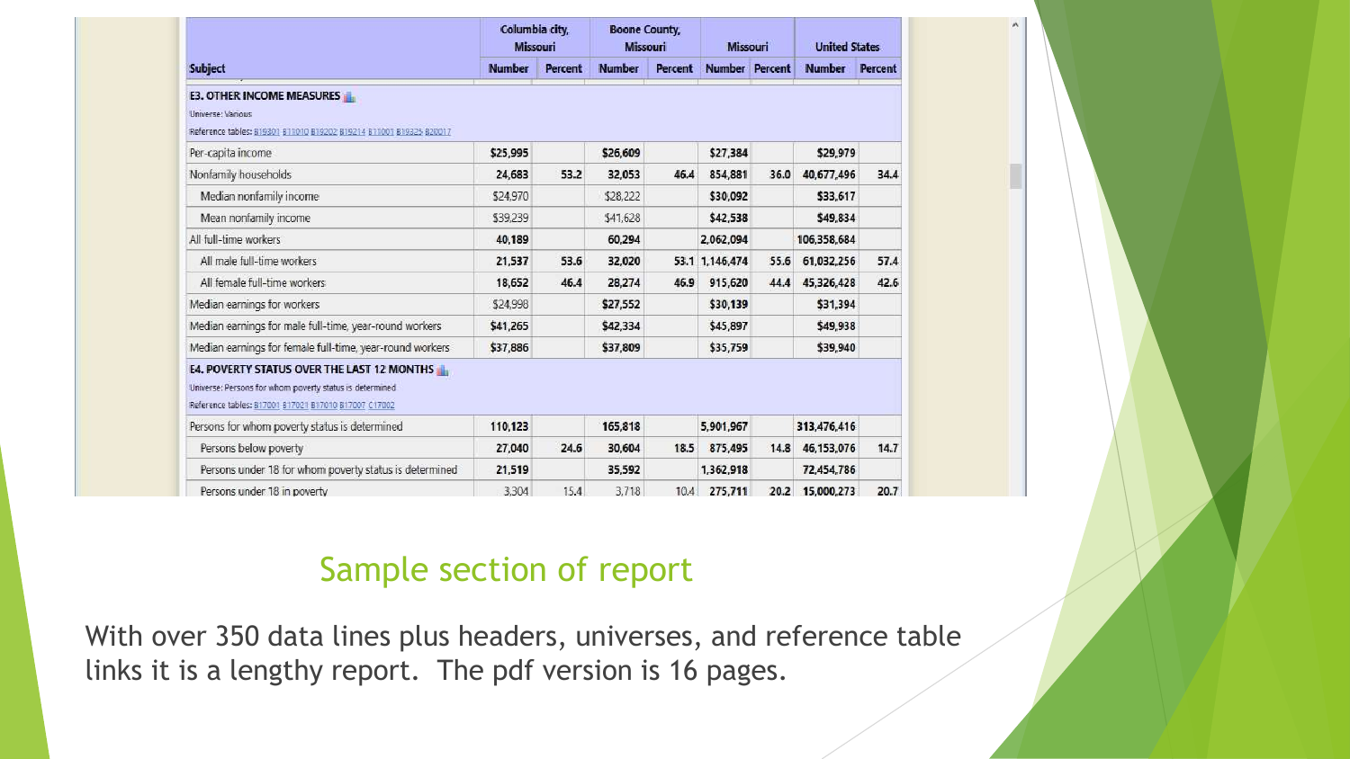| Subject | Columbia city, Missouri | | Boone County, Missouri | | Missouri | | United States | |
|---|---|---|---|---|---|---|---|---|
| | Number | Percent | Number | Percent | Number | Percent | Number | Percent |
| **E3. OTHER INCOME MEASURES** | | | | | | | | |
| Universe: Various | | | | | | | | |
| Reference tables: B19301 B11010 B19202 B19214 B11001 B19325 B20017 | | | | | | | | |
| Per-capita income | $25,995 | | $26,609 | | $27,384 | | $29,979 | |
| Nonfamily households | 24,683 | 53.2 | 32,053 | 46.4 | 854,881 | 36.0 | 40,677,496 | 34.4 |
| Median nonfamily income | $24,970 | | $28,222 | | $30,092 | | $33,617 | |
| Mean nonfamily income | $39,239 | | $41,628 | | $42,538 | | $49,834 | |
| All full-time workers | 40,189 | | 60,294 | | 2,062,094 | | 106,358,684 | |
| All male full-time workers | 21,537 | 53.6 | 32,020 | 53.1 | 1,146,474 | 55.6 | 61,032,256 | 57.4 |
| All female full-time workers | 18,652 | 46.4 | 28,274 | 46.9 | 915,620 | 44.4 | 45,326,428 | 42.6 |
| Median earnings for workers | $24,998 | | $27,552 | | $30,139 | | $31,394 | |
| Median earnings for male full-time, year-round workers | $41,265 | | $42,334 | | $45,897 | | $49,938 | |
| Median earnings for female full-time, year-round workers | $37,886 | | $37,809 | | $35,759 | | $39,940 | |
| **E4. POVERTY STATUS OVER THE LAST 12 MONTHS** | | | | | | | | |
| Universe: Persons for whom poverty status is determined | | | | | | | | |
| Reference tables: B17001 B17021 B17010 B17007 C17002 | | | | | | | | |
| Persons for whom poverty status is determined | 110,123 | | 165,818 | | 5,901,967 | | 313,476,416 | |
| Persons below poverty | 27,040 | 24.6 | 30,604 | 18.5 | 875,495 | 14.8 | 46,153,076 | 14.7 |
| Persons under 18 for whom poverty status is determined | 21,519 | | 35,592 | | 1,362,918 | | 72,454,786 | |
| Persons under 18 in poverty | 3,304 | 15.4 | 3,718 | 10.4 | 275,711 | 20.2 | 15,000,273 | 20.7 |

## Sample section of report

With over 350 data lines plus headers, universes, and reference table links it is a lengthy report. The pdf version is 16 pages.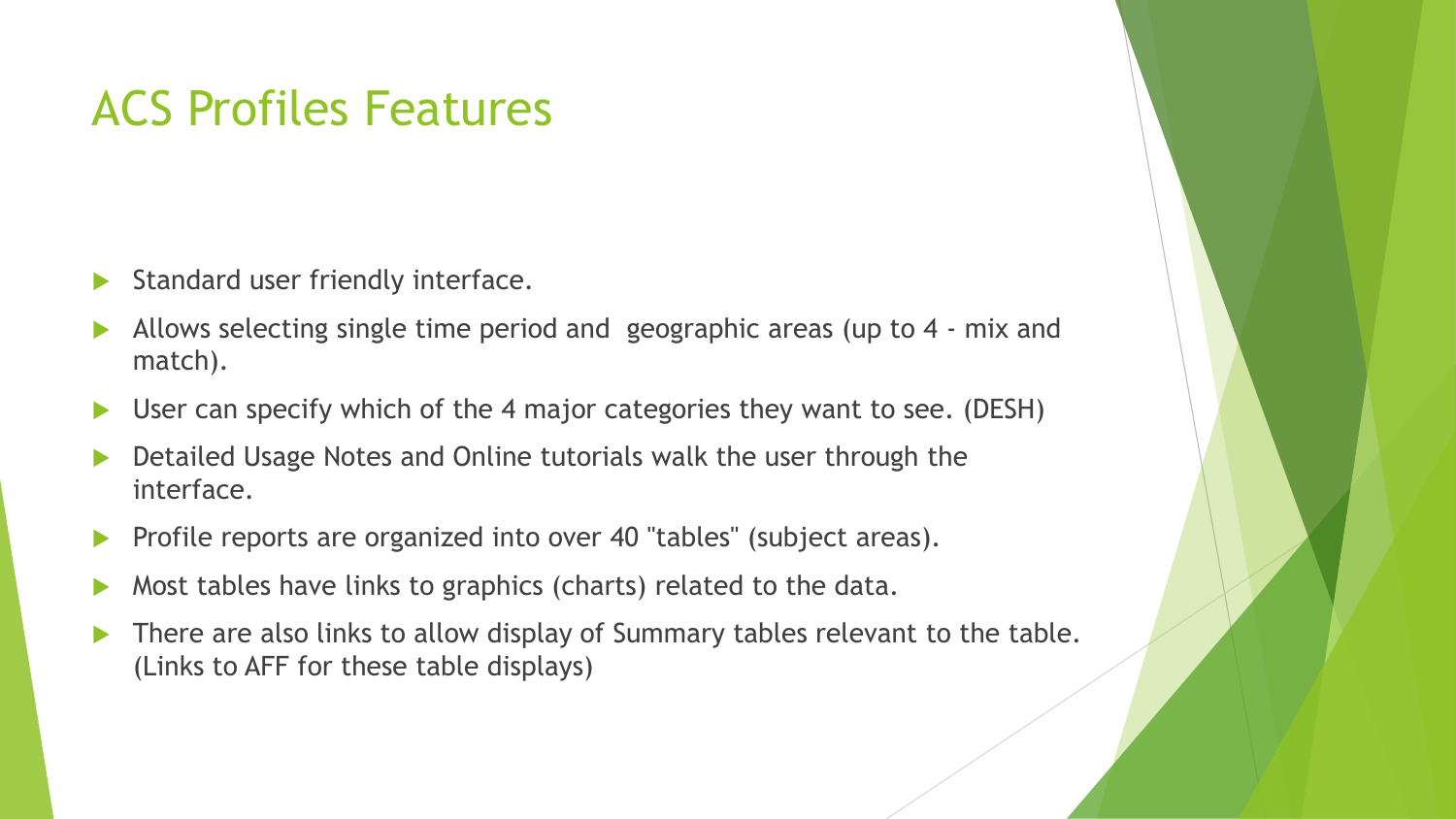# ACS Profiles Features

- Standard user friendly interface.
- Allows selecting single time period and geographic areas (up to 4 - mix and match).
- User can specify which of the 4 major categories they want to see. (DESH)
- Detailed Usage Notes and Online tutorials walk the user through the interface.
- Profile reports are organized into over 40 "tables" (subject areas).
- Most tables have links to graphics (charts) related to the data.
- There are also links to allow display of Summary tables relevant to the table. (Links to AFF for these table displays)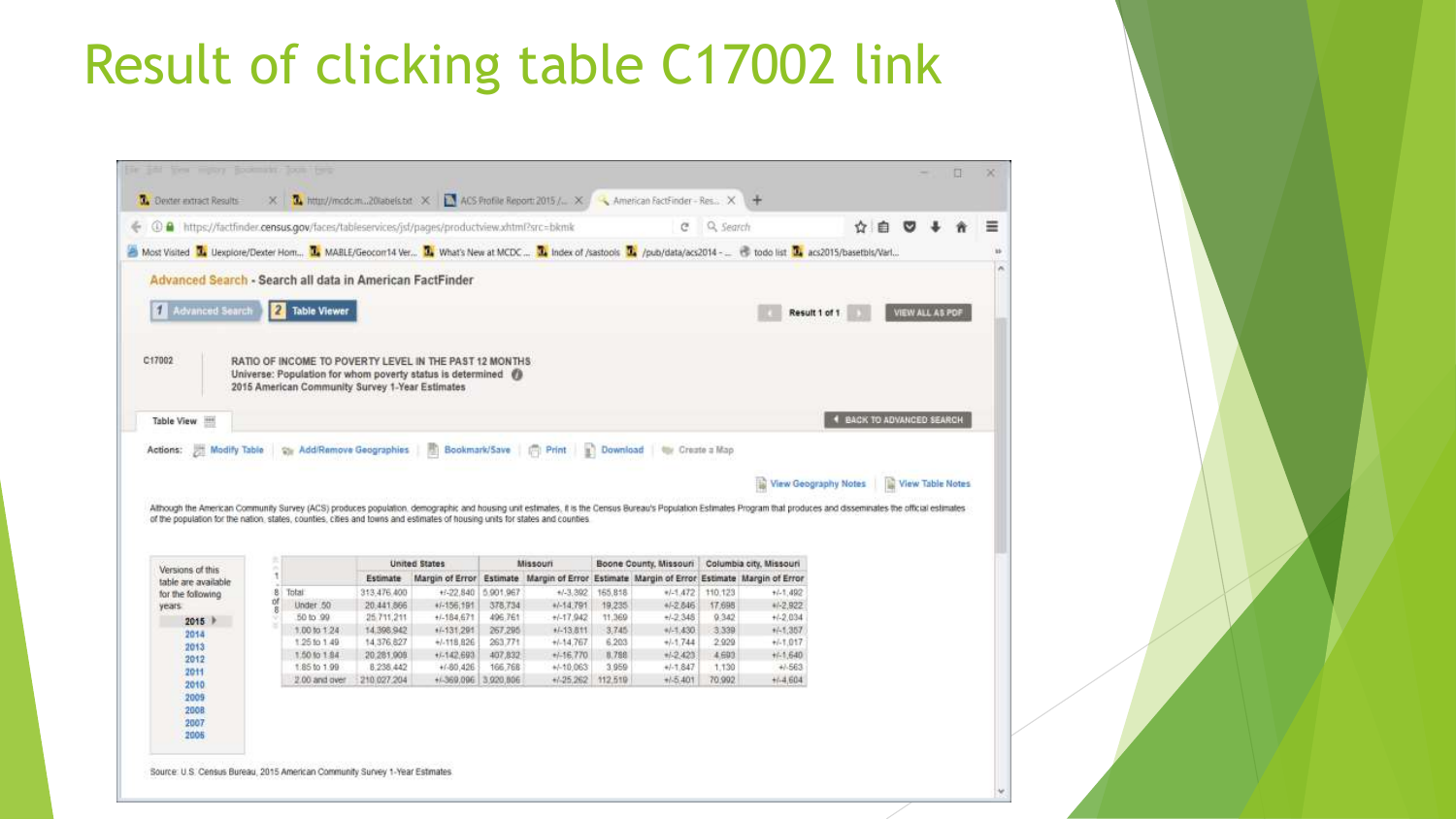# Result of clicking table C17002 link

Advanced Search - Search all data in American FactFinder

C17002

RATIO OF INCOME TO POVERTY LEVEL IN THE PAST 12 MONTHS
Universe: Population for whom poverty status is determined
2015 American Community Survey 1-Year Estimates

Although the American Community Survey (ACS) produces population, demographic and housing unit estimates, it is the Census Bureau's Population Estimates Program that produces and disseminates the official estimates of the population for the nation, states, counties, cities and towns and estimates of housing units for states and counties.

Versions of this table are available for the following years: 2015, 2014, 2013, 2012, 2011, 2010, 2009, 2008, 2007, 2006

| | United States | | Missouri | | Boone County, Missouri | | Columbia city, Missouri | |
|---|---|---|---|---|---|---|---|---|
| | Estimate | Margin of Error | Estimate | Margin of Error | Estimate | Margin of Error | Estimate | Margin of Error |
| Total: | 313,476,400 | +/-22,840 | 5,901,967 | +/-3,392 | 165,818 | +/-1,472 | 110,123 | +/-1,492 |
| Under .50 | 20,441,866 | +/-156,191 | 378,734 | +/-14,791 | 19,235 | +/-2,846 | 17,698 | +/-2,922 |
| .50 to .99 | 25,711,211 | +/-184,671 | 496,761 | +/-17,942 | 11,369 | +/-2,348 | 9,342 | +/-2,034 |
| 1.00 to 1.24 | 14,398,942 | +/-131,291 | 267,295 | +/-13,811 | 3,745 | +/-1,430 | 3,339 | +/-1,357 |
| 1.25 to 1.49 | 14,376,827 | +/-118,826 | 263,771 | +/-14,767 | 6,203 | +/-1,744 | 2,929 | +/-1,017 |
| 1.50 to 1.84 | 20,281,908 | +/-142,693 | 407,832 | +/-16,770 | 8,788 | +/-2,423 | 4,693 | +/-1,640 |
| 1.85 to 1.99 | 8,238,442 | +/-80,426 | 166,768 | +/-10,063 | 3,959 | +/-1,847 | 1,130 | +/-563 |
| 2.00 and over | 210,027,204 | +/-369,096 | 3,920,806 | +/-25,262 | 112,519 | +/-5,401 | 70,992 | +/-4,604 |

Source: U.S. Census Bureau, 2015 American Community Survey 1-Year Estimates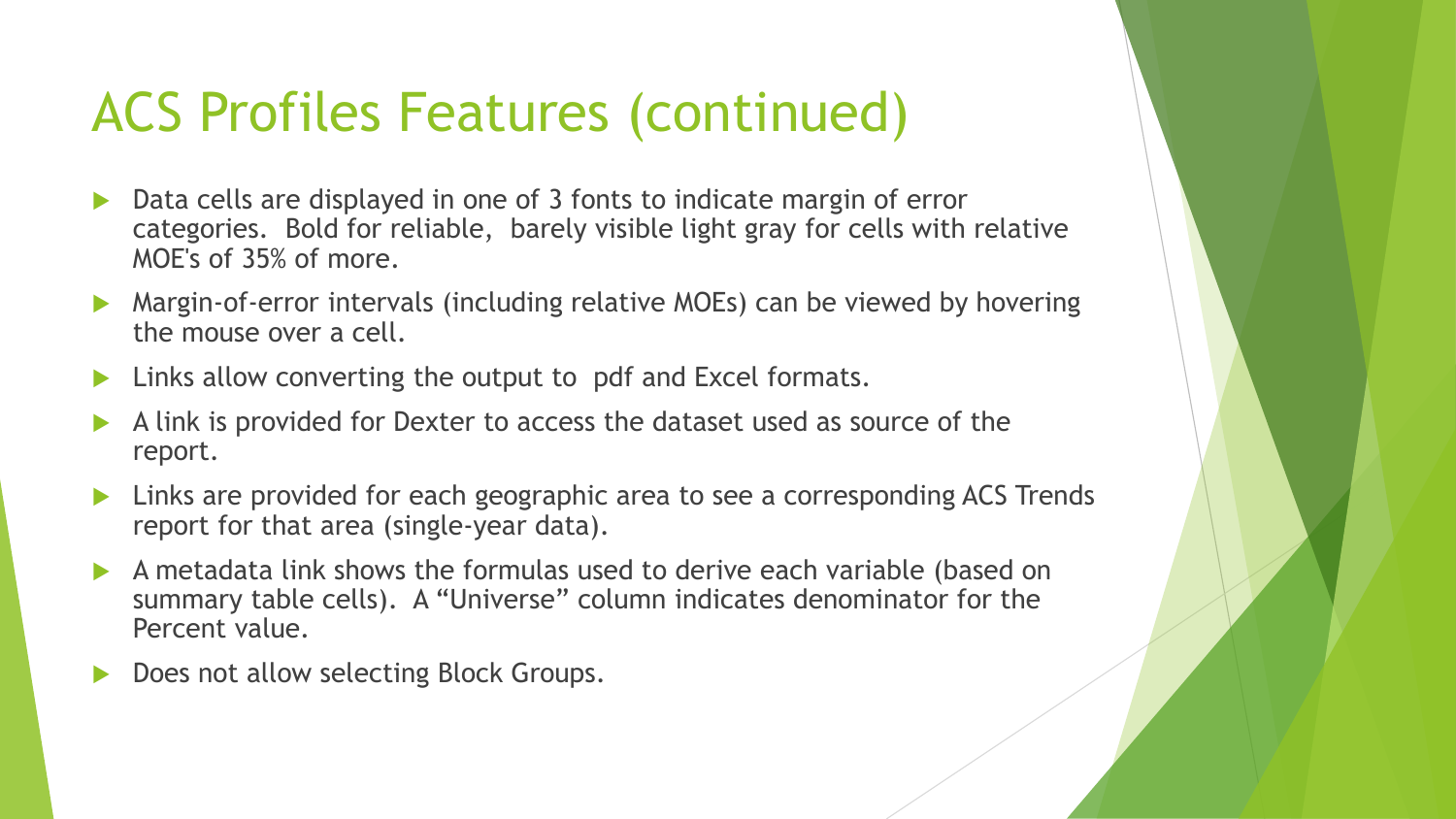# ACS Profiles Features (continued)

- Data cells are displayed in one of 3 fonts to indicate margin of error categories. Bold for reliable, barely visible light gray for cells with relative MOE's of 35% of more.
- Margin-of-error intervals (including relative MOEs) can be viewed by hovering the mouse over a cell.
- Links allow converting the output to pdf and Excel formats.
- A link is provided for Dexter to access the dataset used as source of the report.
- Links are provided for each geographic area to see a corresponding ACS Trends report for that area (single-year data).
- A metadata link shows the formulas used to derive each variable (based on summary table cells). A "Universe" column indicates denominator for the Percent value.
- Does not allow selecting Block Groups.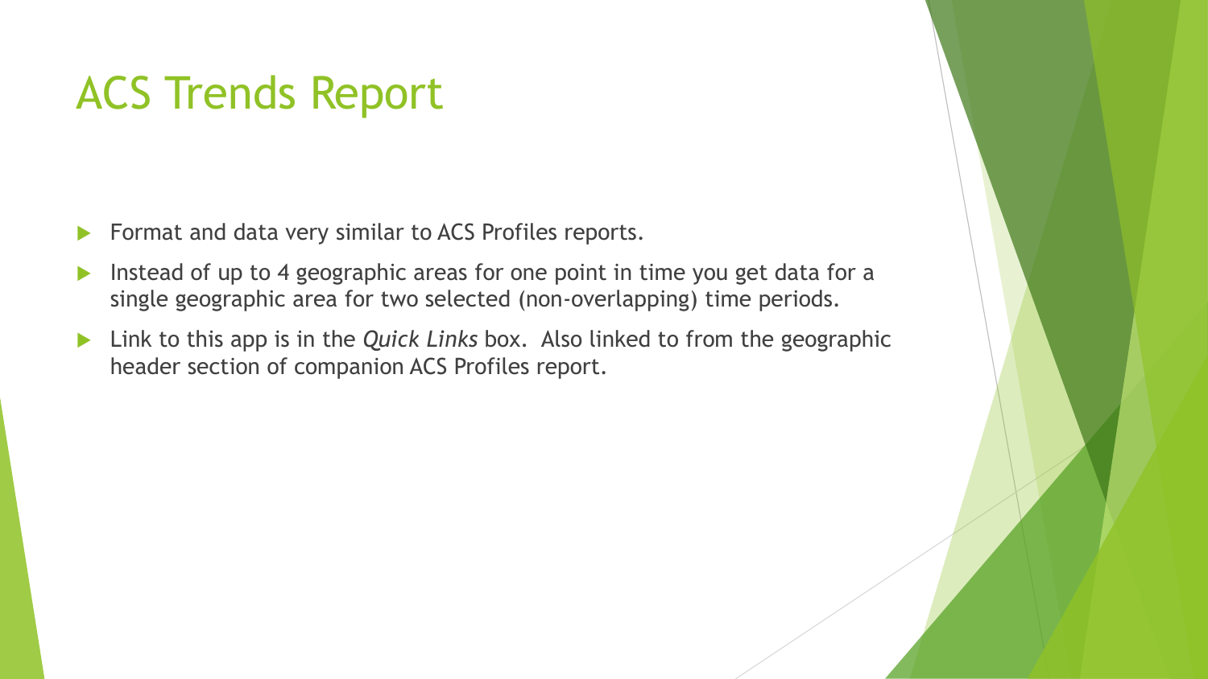# ACS Trends Report

- Format and data very similar to ACS Profiles reports.
- Instead of up to 4 geographic areas for one point in time you get data for a single geographic area for two selected (non-overlapping) time periods.
- Link to this app is in the *Quick Links* box. Also linked to from the geographic header section of companion ACS Profiles report.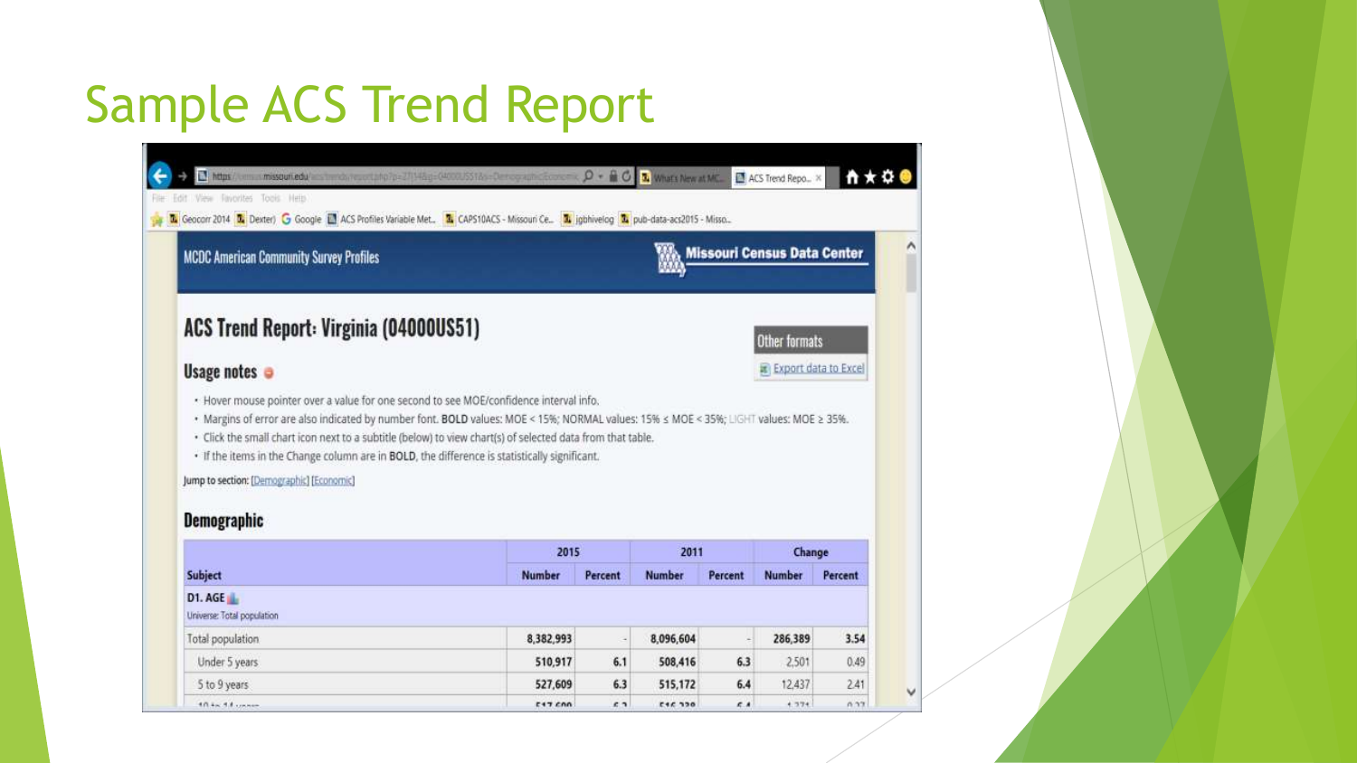# Sample ACS Trend Report

MCDC American Community Survey Profiles

Missouri Census Data Center

## ACS Trend Report: Virginia (04000US51)

Other formats

Export data to Excel

### Usage notes

- Hover mouse pointer over a value for one second to see MOE/confidence interval info.
- Margins of error are also indicated by number font. **BOLD** values: MOE < 15%; NORMAL values: 15% ≤ MOE < 35%; LIGHT values: MOE ≥ 35%.
- Click the small chart icon next to a subtitle (below) to view chart(s) of selected data from that table.
- If the items in the Change column are in **BOLD**, the difference is statistically significant.

Jump to section: [Demographic] [Economic]

### Demographic

| | 2015 | | 2011 | | Change | |
|---|---|---|---|---|---|---|
| **Subject** | **Number** | **Percent** | **Number** | **Percent** | **Number** | **Percent** |
| **D1. AGE** Universe: Total population | | | | | | |
| Total population | **8,382,993** | - | **8,096,604** | - | **286,389** | **3.54** |
| Under 5 years | **510,917** | **6.1** | **508,416** | **6.3** | 2,501 | 0.49 |
| 5 to 9 years | **527,609** | **6.3** | **515,172** | **6.4** | 12,437 | 2.41 |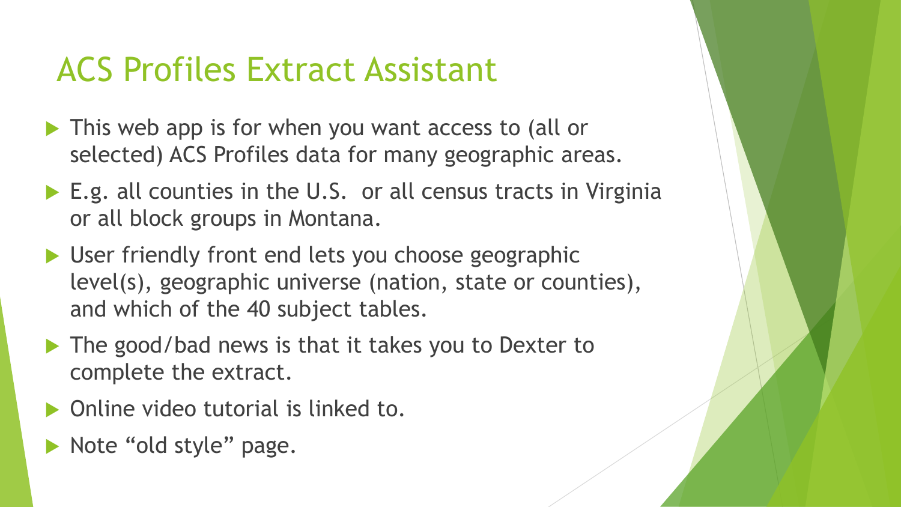# ACS Profiles Extract Assistant

- This web app is for when you want access to (all or selected) ACS Profiles data for many geographic areas.
- E.g. all counties in the U.S. or all census tracts in Virginia or all block groups in Montana.
- User friendly front end lets you choose geographic level(s), geographic universe (nation, state or counties), and which of the 40 subject tables.
- The good/bad news is that it takes you to Dexter to complete the extract.
- Online video tutorial is linked to.
- Note "old style" page.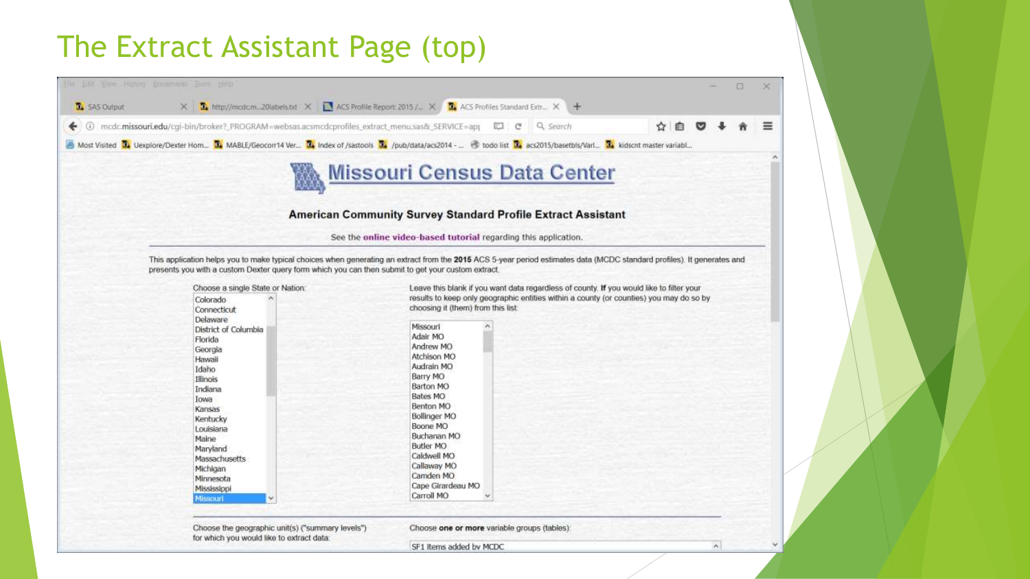# The Extract Assistant Page (top)

## Missouri Census Data Center

**American Community Survey Standard Profile Extract Assistant**

See the **online video-based tutorial** regarding this application.

This application helps you to make typical choices when generating an extract from the **2015** ACS 5-year period estimates data (MCDC standard profiles). It generates and presents you with a custom Dexter query form which you can then submit to get your custom extract.

Choose a single State or Nation:

- Colorado
- Connecticut
- Delaware
- District of Columbia
- Florida
- Georgia
- Hawaii
- Idaho
- Illinois
- Indiana
- Iowa
- Kansas
- Kentucky
- Louisiana
- Maine
- Maryland
- Massachusetts
- Michigan
- Minnesota
- Mississippi
- Missouri

Leave this blank if you want data regardless of county. **If** you would like to filter your results to keep only geographic entities within a county (or counties) you may do so by choosing it (them) from this list:

- Missouri
- Adair MO
- Andrew MO
- Atchison MO
- Audrain MO
- Barry MO
- Barton MO
- Bates MO
- Benton MO
- Bollinger MO
- Boone MO
- Buchanan MO
- Butler MO
- Caldwell MO
- Callaway MO
- Camden MO
- Cape Girardeau MO
- Carroll MO

Choose the geographic unit(s) ("summary levels") for which you would like to extract data:

Choose **one or more** variable groups (tables):

- SF1 items added by MCDC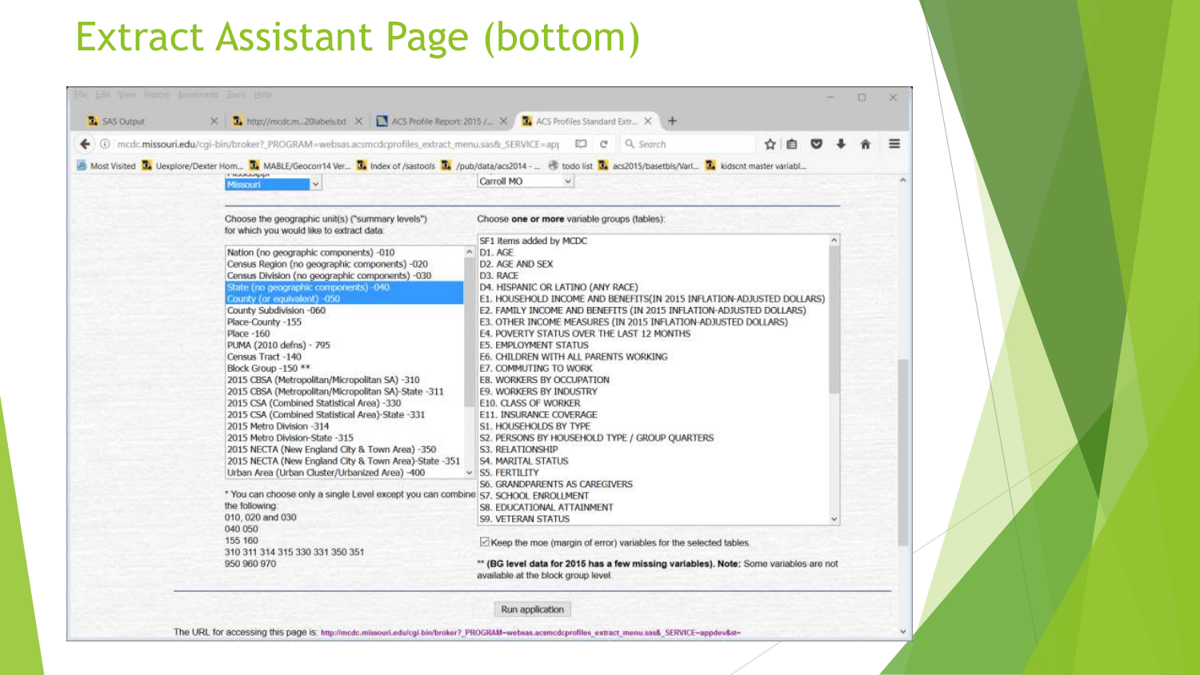# Extract Assistant Page (bottom)

Missouri

Carroll MO

Choose the geographic unit(s) ("summary levels") for which you would like to extract data:

- Nation (no geographic components) -010
- Census Region (no geographic components) -020
- Census Division (no geographic components) -030
- State (no geographic components) -040
- County (or equivalent) -050
- County Subdivision -060
- Place-County -155
- Place -160
- PUMA (2010 defns) - 795
- Census Tract -140
- Block Group -150 **
- 2015 CBSA (Metropolitan/Micropolitan SA) -310
- 2015 CBSA (Metropolitan/Micropolitan SA)-State -311
- 2015 CSA (Combined Statistical Area) -330
- 2015 CSA (Combined Statistical Area)-State -331
- 2015 Metro Division -314
- 2015 Metro Division-State -315
- 2015 NECTA (New England City & Town Area) -350
- 2015 NECTA (New England City & Town Area)-State -351
- Urban Area (Urban Cluster/Urbanized Area) -400

* You can choose only a single Level except you can combine the following:
010, 020 and 030
040 050
155 160
310 311 314 315 330 331 350 351
950 960 970

Choose **one or more** variable groups (tables):

- SF1 items added by MCDC
- D1. AGE
- D2. AGE AND SEX
- D3. RACE
- D4. HISPANIC OR LATINO (ANY RACE)
- E1. HOUSEHOLD INCOME AND BENEFITS(IN 2015 INFLATION-ADJUSTED DOLLARS)
- E2. FAMILY INCOME AND BENEFITS (IN 2015 INFLATION-ADJUSTED DOLLARS)
- E3. OTHER INCOME MEASURES (IN 2015 INFLATION-ADJUSTED DOLLARS)
- E4. POVERTY STATUS OVER THE LAST 12 MONTHS
- E5. EMPLOYMENT STATUS
- E6. CHILDREN WITH ALL PARENTS WORKING
- E7. COMMUTING TO WORK
- E8. WORKERS BY OCCUPATION
- E9. WORKERS BY INDUSTRY
- E10. CLASS OF WORKER
- E11. INSURANCE COVERAGE
- S1. HOUSEHOLDS BY TYPE
- S2. PERSONS BY HOUSEHOLD TYPE / GROUP QUARTERS
- S3. RELATIONSHIP
- S4. MARITAL STATUS
- S5. FERTILITY
- S6. GRANDPARENTS AS CAREGIVERS
- S7. SCHOOL ENROLLMENT
- S8. EDUCATIONAL ATTAINMENT
- S9. VETERAN STATUS

☑ Keep the moe (margin of error) variables for the selected tables.

** **(BG level data for 2015 has a few missing variables). Note:** Some variables are not available at the block group level.

Run application

The URL for accessing this page is: http://mcdc.missouri.edu/cgi-bin/broker?_PROGRAM=websas.acsmcdcprofiles_extract_menu.sas&_SERVICE=appdev&st=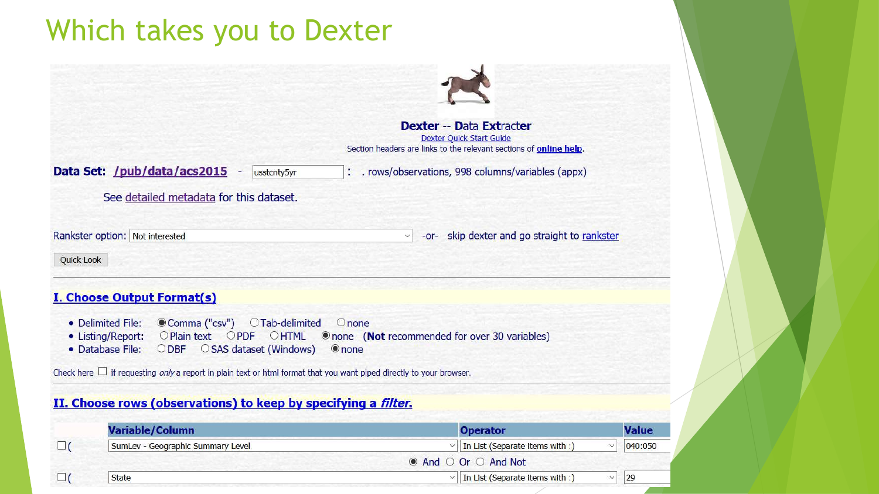# Which takes you to Dexter

**Dexter -- Data Extracter**

Dexter Quick Start Guide

Section headers are links to the relevant sections of **online help**.

**Data Set: /pub/data/acs2015** - usstcnty5yr : . rows/observations, 998 columns/variables (appx)

See detailed metadata for this dataset.

Rankster option: Not interested -or- skip dexter and go straight to rankster

Quick Look

## I. Choose Output Format(s)

- Delimited File: ◉ Comma ("csv") ○ Tab-delimited ○ none
- Listing/Report: ○ Plain text ○ PDF ○ HTML ◉ none (**Not** recommended for over 30 variables)
- Database File: ○ DBF ○ SAS dataset (Windows) ◉ none

Check here ☐ if requesting *only* a report in plain text or html format that you want piped directly to your browser.

## II. Choose rows (observations) to keep by specifying a *filter*.

| | Variable/Column | Operator | Value |
|---|---|---|---|
| ☐ ( | SumLev - Geographic Summary Level | In List (Separate Items with :) | 040:050 |
| | | ◉ And ○ Or ○ And Not | |
| ☐ ( | State | In List (Separate Items with :) | 29 |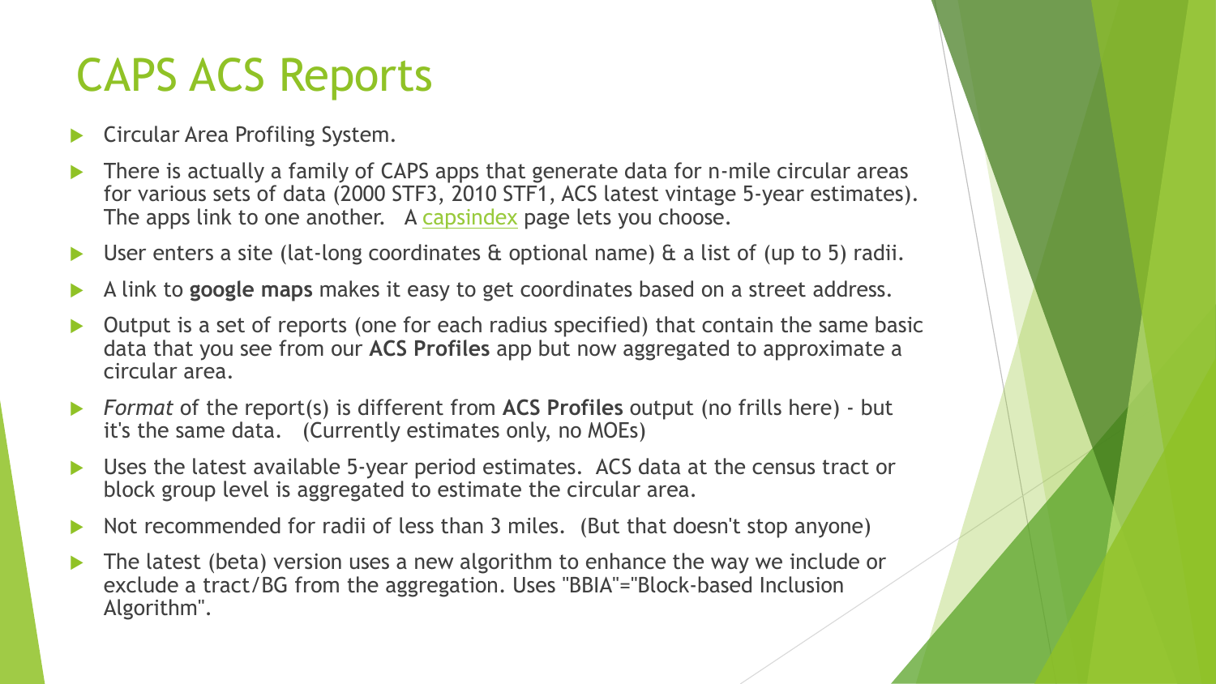# CAPS ACS Reports

- Circular Area Profiling System.
- There is actually a family of CAPS apps that generate data for n-mile circular areas for various sets of data (2000 STF3, 2010 STF1, ACS latest vintage 5-year estimates). The apps link to one another. A capsindex page lets you choose.
- User enters a site (lat-long coordinates & optional name) & a list of (up to 5) radii.
- A link to **google maps** makes it easy to get coordinates based on a street address.
- Output is a set of reports (one for each radius specified) that contain the same basic data that you see from our **ACS Profiles** app but now aggregated to approximate a circular area.
- *Format* of the report(s) is different from **ACS Profiles** output (no frills here) - but it's the same data. (Currently estimates only, no MOEs)
- Uses the latest available 5-year period estimates. ACS data at the census tract or block group level is aggregated to estimate the circular area.
- Not recommended for radii of less than 3 miles. (But that doesn't stop anyone)
- The latest (beta) version uses a new algorithm to enhance the way we include or exclude a tract/BG from the aggregation. Uses "BBIA"="Block-based Inclusion Algorithm".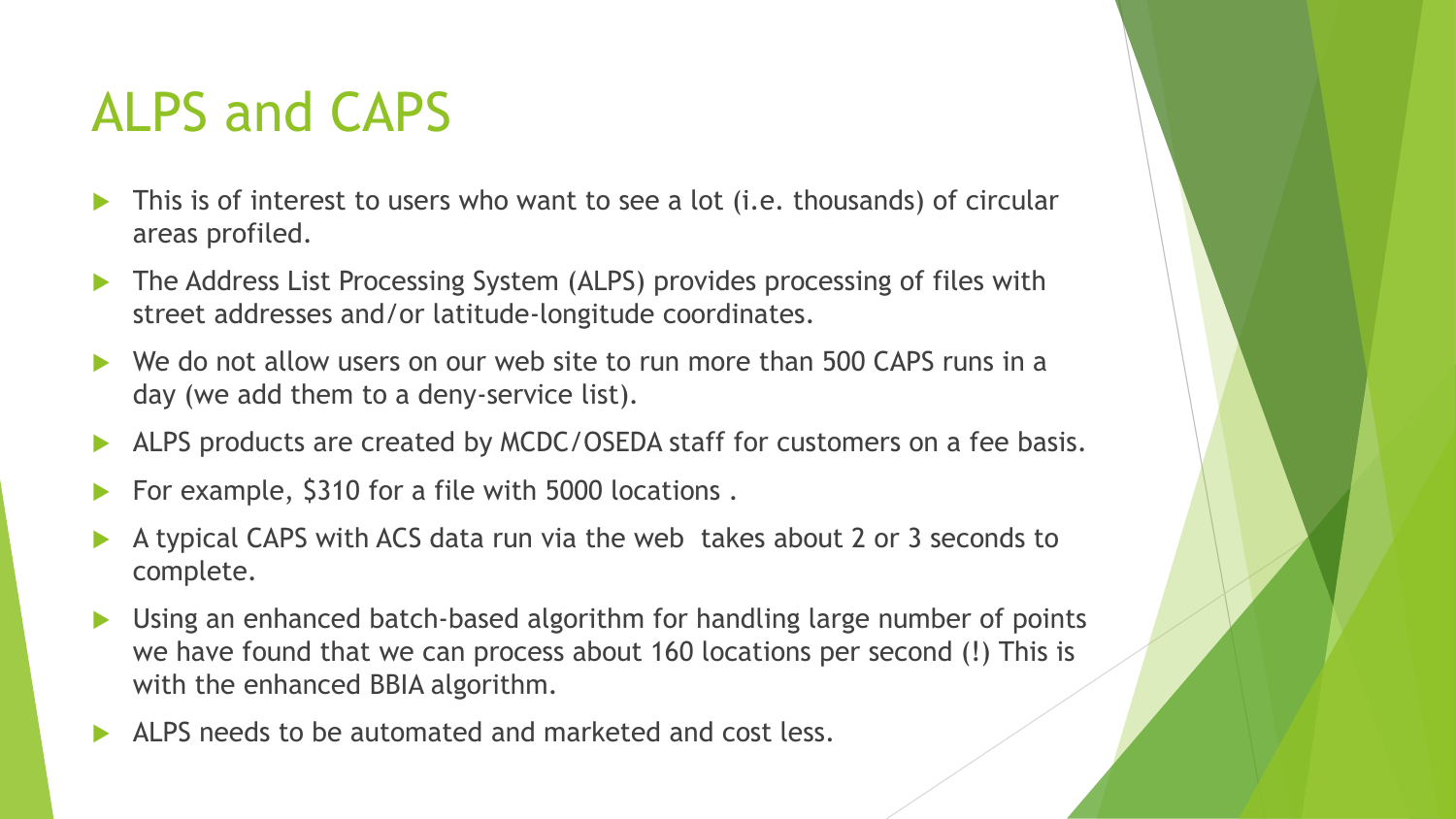# ALPS and CAPS

- This is of interest to users who want to see a lot (i.e. thousands) of circular areas profiled.
- The Address List Processing System (ALPS) provides processing of files with street addresses and/or latitude-longitude coordinates.
- We do not allow users on our web site to run more than 500 CAPS runs in a day (we add them to a deny-service list).
- ALPS products are created by MCDC/OSEDA staff for customers on a fee basis.
- For example, $310 for a file with 5000 locations .
- A typical CAPS with ACS data run via the web takes about 2 or 3 seconds to complete.
- Using an enhanced batch-based algorithm for handling large number of points we have found that we can process about 160 locations per second (!) This is with the enhanced BBIA algorithm.
- ALPS needs to be automated and marketed and cost less.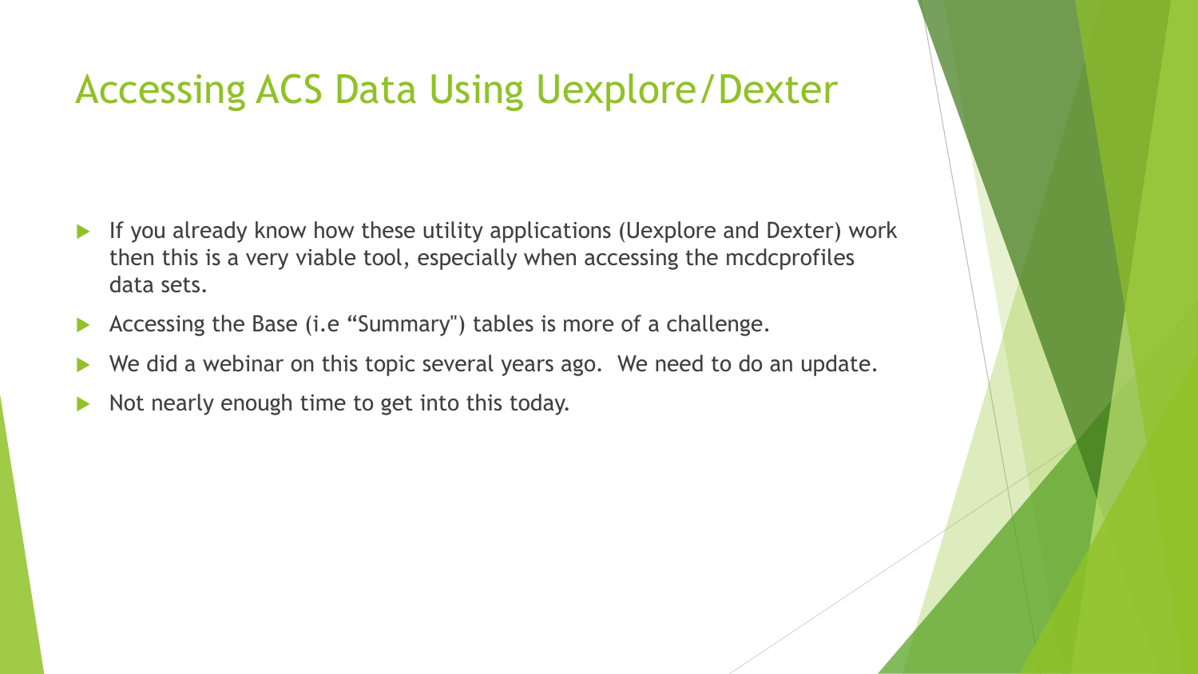# Accessing ACS Data Using Uexplore/Dexter

- If you already know how these utility applications (Uexplore and Dexter) work then this is a very viable tool, especially when accessing the mcdcprofiles data sets.
- Accessing the Base (i.e "Summary") tables is more of a challenge.
- We did a webinar on this topic several years ago. We need to do an update.
- Not nearly enough time to get into this today.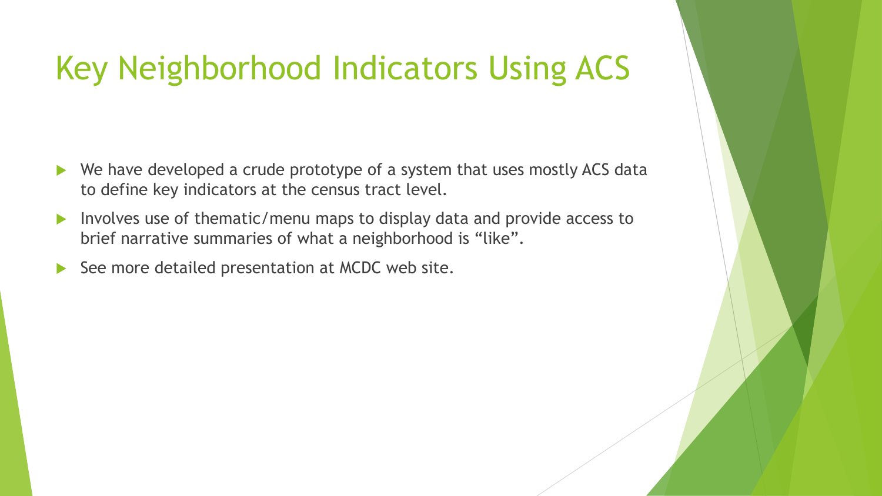# Key Neighborhood Indicators Using ACS

- We have developed a crude prototype of a system that uses mostly ACS data to define key indicators at the census tract level.
- Involves use of thematic/menu maps to display data and provide access to brief narrative summaries of what a neighborhood is “like”.
- See more detailed presentation at MCDC web site.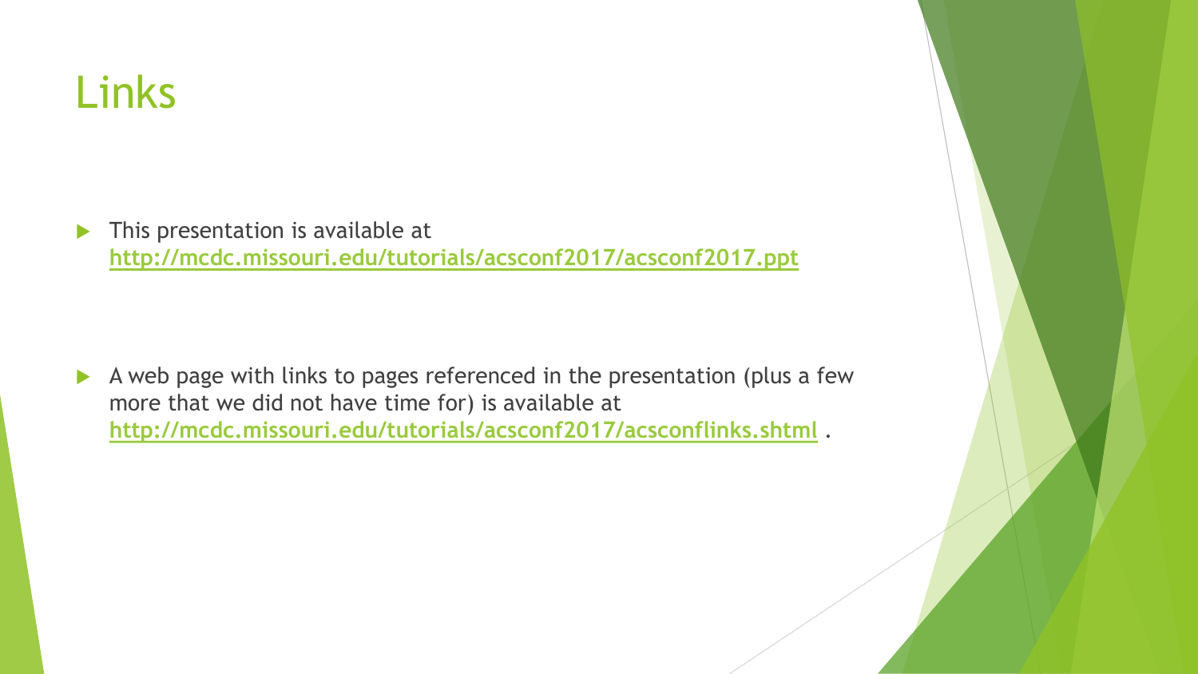# Links

- This presentation is available at **http://mcdc.missouri.edu/tutorials/acsconf2017/acsconf2017.ppt**

- A web page with links to pages referenced in the presentation (plus a few more that we did not have time for) is available at **http://mcdc.missouri.edu/tutorials/acsconf2017/acsconflinks.shtml** .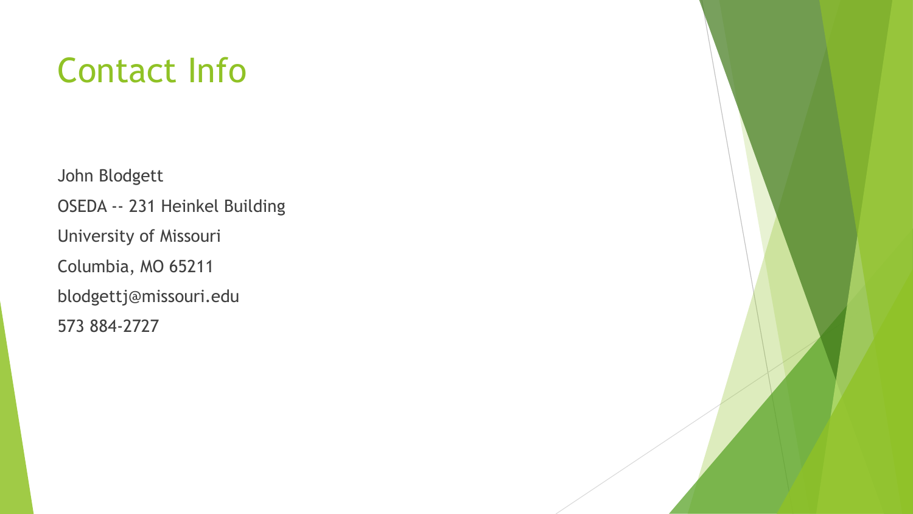# Contact Info

John Blodgett

OSEDA -- 231 Heinkel Building

University of Missouri

Columbia, MO 65211

blodgettj@missouri.edu

573 884-2727